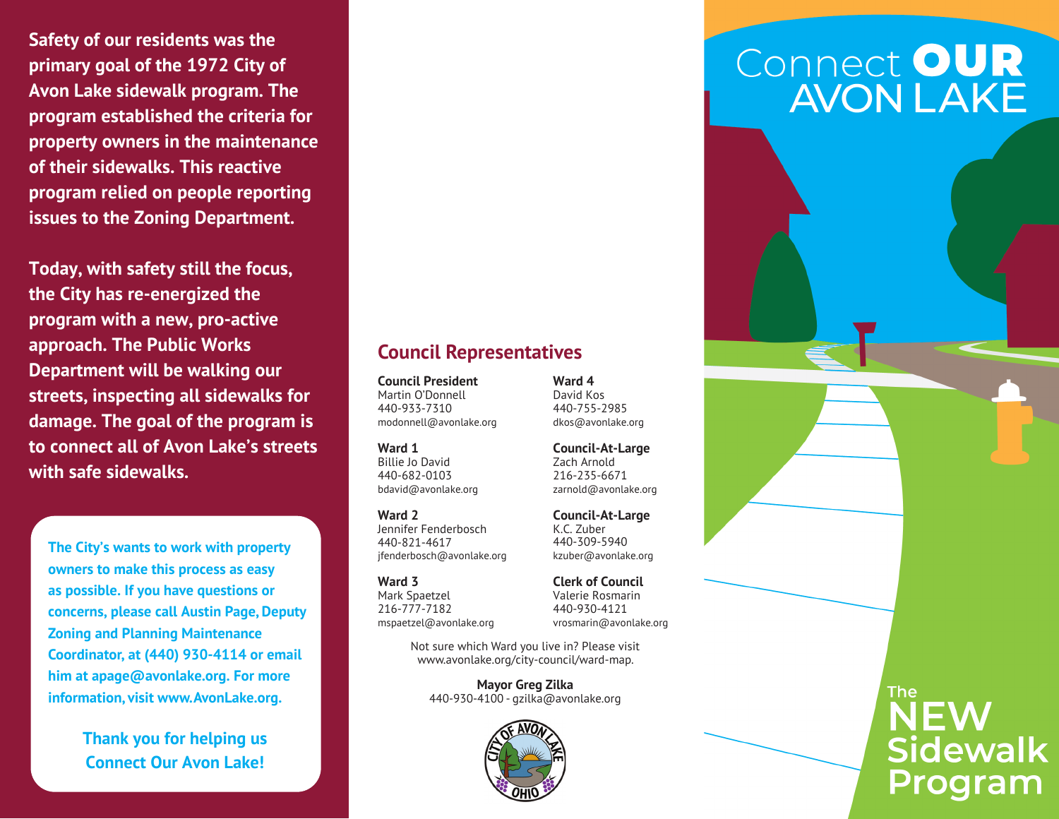Safety of our residents was the primary goal of the 1972 City of Avon Lake sidewalk program. The program established the criteria for property owners in the maintenance of their sidewalks. This reactive program relied on people reporting issues to the Zoning Department.

Today, with safety still the focus, the City has re-energized the program with a new, pro-active approach. The Public Works Department will be walking our streets, inspecting all sidewalks for damage. The goal of the program is to connect all of Avon Lake's streets with safe sidewalks.

The City's wants to work with property owners to make this process as easy as possible. If you have questions or concerns, please call Austin Page, Deputy Zoning and Planning Maintenance Coordinator, at (440) 930-4114 or email him at apage@avonlake.org. For more information, visit www.AvonLake.org.

**Thank you for helping us Connect Our Avon Lake!**

## Council Representatives

**Council President**
Martin O'Donnell
440-933-7310
modonnell@avonlake.org

**Ward 1**
Billie Jo David
440-682-0103
bdavid@avonlake.org

**Ward 2**
Jennifer Fenderbosch
440-821-4617
jfenderbosch@avonlake.org

**Ward 3**
Mark Spaetzel
216-777-7182
mspaetzel@avonlake.org

**Ward 4**
David Kos
440-755-2985
dkos@avonlake.org

**Council-At-Large**
Zach Arnold
216-235-6671
zarnold@avonlake.org

**Council-At-Large**
K.C. Zuber
440-309-5940
kzuber@avonlake.org

**Clerk of Council**
Valerie Rosmarin
440-930-4121
vrosmarin@avonlake.org

Not sure which Ward you live in? Please visit www.avonlake.org/city-council/ward-map.

**Mayor Greg Zilka**
440-930-4100 - gzilka@avonlake.org

CITY OF AVON LAKE OHIO

# Connect OUR AVON LAKE

## The NEW Sidewalk Program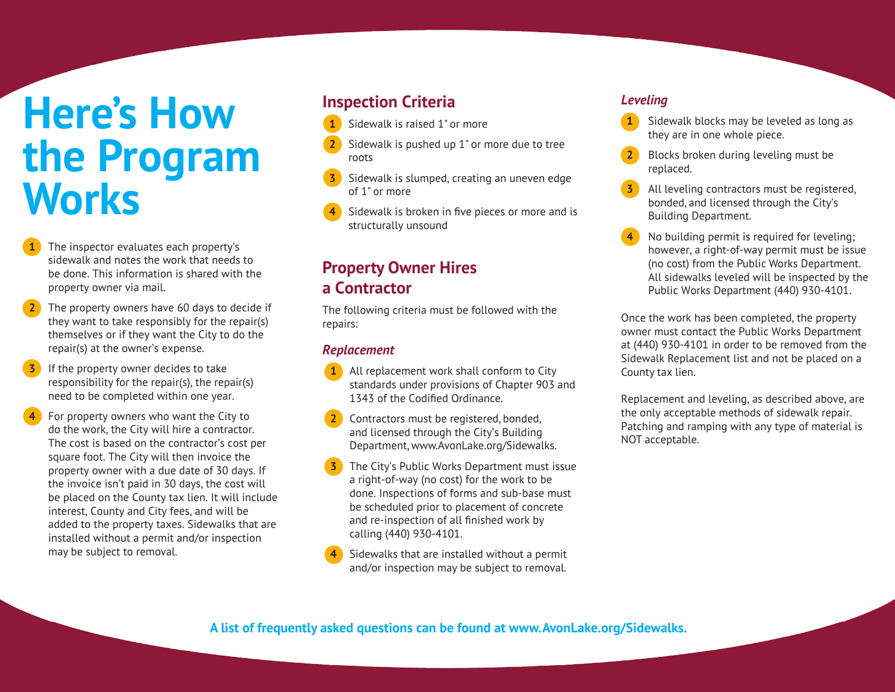# Here's How the Program Works

1. The inspector evaluates each property's sidewalk and notes the work that needs to be done. This information is shared with the property owner via mail.
2. The property owners have 60 days to decide if they want to take responsibly for the repair(s) themselves or if they want the City to do the repair(s) at the owner's expense.
3. If the property owner decides to take responsibility for the repair(s), the repair(s) need to be completed within one year.
4. For property owners who want the City to do the work, the City will hire a contractor. The cost is based on the contractor's cost per square foot. The City will then invoice the property owner with a due date of 30 days. If the invoice isn't paid in 30 days, the cost will be placed on the County tax lien. It will include interest, County and City fees, and will be added to the property taxes. Sidewalks that are installed without a permit and/or inspection may be subject to removal.

## Inspection Criteria

1. Sidewalk is raised 1" or more
2. Sidewalk is pushed up 1" or more due to tree roots
3. Sidewalk is slumped, creating an uneven edge of 1" or more
4. Sidewalk is broken in five pieces or more and is structurally unsound

## Property Owner Hires a Contractor

The following criteria must be followed with the repairs:

### *Replacement*

1. All replacement work shall conform to City standards under provisions of Chapter 903 and 1343 of the Codified Ordinance.
2. Contractors must be registered, bonded, and licensed through the City's Building Department, www.AvonLake.org/Sidewalks.
3. The City's Public Works Department must issue a right-of-way (no cost) for the work to be done. Inspections of forms and sub-base must be scheduled prior to placement of concrete and re-inspection of all finished work by calling (440) 930-4101.
4. Sidewalks that are installed without a permit and/or inspection may be subject to removal.

### *Leveling*

1. Sidewalk blocks may be leveled as long as they are in one whole piece.
2. Blocks broken during leveling must be replaced.
3. All leveling contractors must be registered, bonded, and licensed through the City's Building Department.
4. No building permit is required for leveling; however, a right-of-way permit must be issue (no cost) from the Public Works Department. All sidewalks leveled will be inspected by the Public Works Department (440) 930-4101.

Once the work has been completed, the property owner must contact the Public Works Department at (440) 930-4101 in order to be removed from the Sidewalk Replacement list and not be placed on a County tax lien.

Replacement and leveling, as described above, are the only acceptable methods of sidewalk repair. Patching and ramping with any type of material is NOT acceptable.

**A list of frequently asked questions can be found at www.AvonLake.org/Sidewalks.**